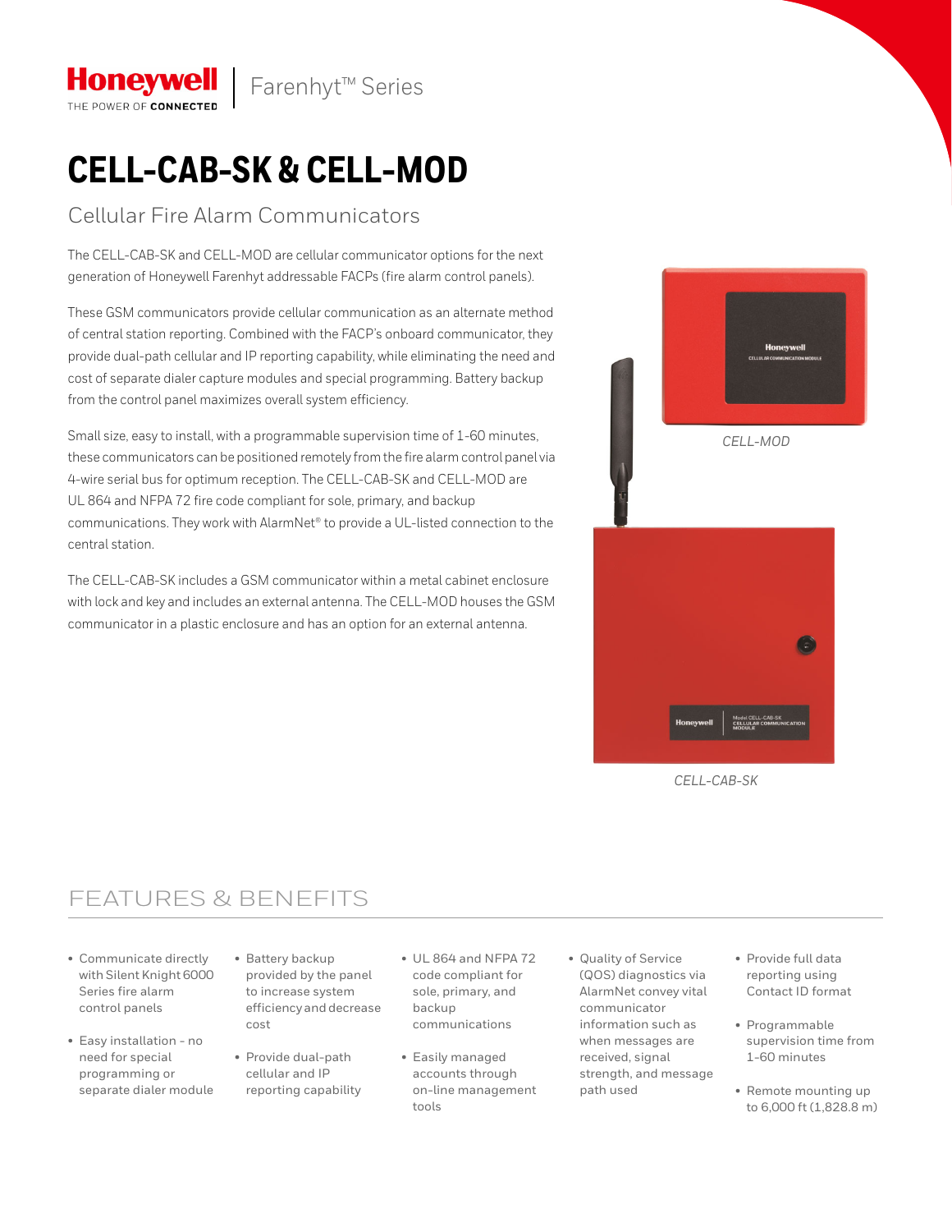Honeywell
THE POWER OF CONNECTED

Farenhyt™ Series

# CELL-CAB-SK & CELL-MOD

## Cellular Fire Alarm Communicators

The CELL-CAB-SK and CELL-MOD are cellular communicator options for the next generation of Honeywell Farenhyt addressable FACPs (fire alarm control panels).

These GSM communicators provide cellular communication as an alternate method of central station reporting. Combined with the FACP's onboard communicator, they provide dual-path cellular and IP reporting capability, while eliminating the need and cost of separate dialer capture modules and special programming. Battery backup from the control panel maximizes overall system efficiency.

Small size, easy to install, with a programmable supervision time of 1-60 minutes, these communicators can be positioned remotely from the fire alarm control panel via 4-wire serial bus for optimum reception. The CELL-CAB-SK and CELL-MOD are UL 864 and NFPA 72 fire code compliant for sole, primary, and backup communications. They work with AlarmNet® to provide a UL-listed connection to the central station.

The CELL-CAB-SK includes a GSM communicator within a metal cabinet enclosure with lock and key and includes an external antenna. The CELL-MOD houses the GSM communicator in a plastic enclosure and has an option for an external antenna.

*CELL-MOD*

*CELL-CAB-SK*

## FEATURES & BENEFITS

- Communicate directly with Silent Knight 6000 Series fire alarm control panels
- Easy installation - no need for special programming or separate dialer module
- Battery backup provided by the panel to increase system efficiency and decrease cost
- Provide dual-path cellular and IP reporting capability
- UL 864 and NFPA 72 code compliant for sole, primary, and backup communications
- Easily managed accounts through on-line management tools
- Quality of Service (QOS) diagnostics via AlarmNet convey vital communicator information such as when messages are received, signal strength, and message path used
- Provide full data reporting using Contact ID format
- Programmable supervision time from 1-60 minutes
- Remote mounting up to 6,000 ft (1,828.8 m)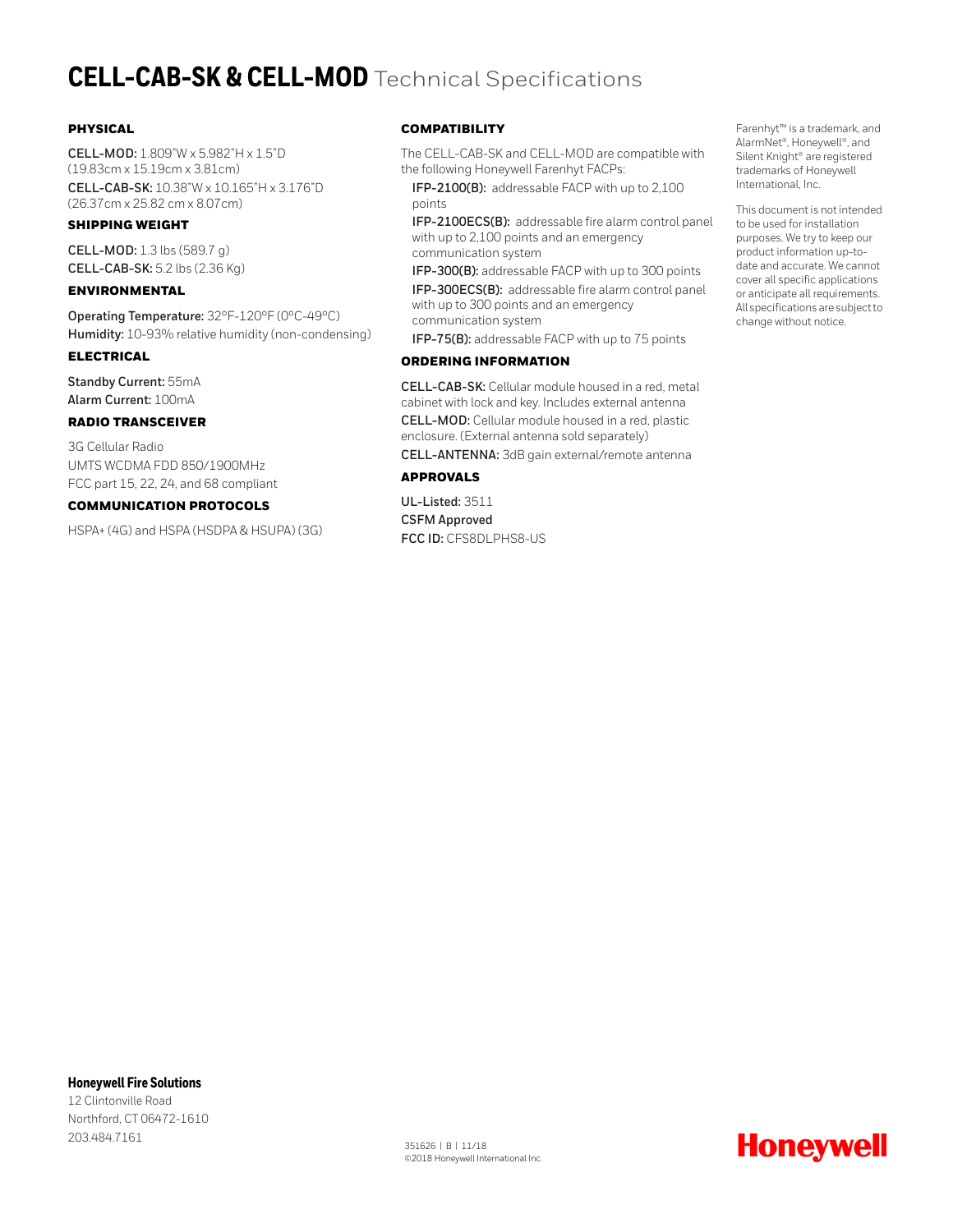# CELL-CAB-SK & CELL-MOD Technical Specifications

## PHYSICAL

**CELL-MOD:** 1.809"W x 5.982"H x 1.5"D (19.83cm x 15.19cm x 3.81cm)

**CELL-CAB-SK:** 10.38"W x 10.165"H x 3.176"D (26.37cm x 25.82 cm x 8.07cm)

## SHIPPING WEIGHT

**CELL-MOD:** 1.3 lbs (589.7 g)

**CELL-CAB-SK:** 5.2 lbs (2.36 Kg)

## ENVIRONMENTAL

**Operating Temperature:** 32°F-120°F (0°C-49°C)

**Humidity:** 10-93% relative humidity (non-condensing)

## ELECTRICAL

**Standby Current:** 55mA

**Alarm Current:** 100mA

## RADIO TRANSCEIVER

3G Cellular Radio

UMTS WCDMA FDD 850/1900MHz

FCC part 15, 22, 24, and 68 compliant

## COMMUNICATION PROTOCOLS

HSPA+ (4G) and HSPA (HSDPA & HSUPA) (3G)

## COMPATIBILITY

The CELL-CAB-SK and CELL-MOD are compatible with the following Honeywell Farenhyt FACPs:

- **IFP-2100(B):** addressable FACP with up to 2,100 points
- **IFP-2100ECS(B):** addressable fire alarm control panel with up to 2,100 points and an emergency communication system
- **IFP-300(B):** addressable FACP with up to 300 points
- **IFP-300ECS(B):** addressable fire alarm control panel with up to 300 points and an emergency communication system
- **IFP-75(B):** addressable FACP with up to 75 points

## ORDERING INFORMATION

**CELL-CAB-SK:** Cellular module housed in a red, metal cabinet with lock and key. Includes external antenna

**CELL-MOD:** Cellular module housed in a red, plastic enclosure. (External antenna sold separately)

**CELL-ANTENNA:** 3dB gain external/remote antenna

## APPROVALS

**UL-Listed:** 3511

**CSFM Approved**

**FCC ID:** CFS8DLPHS8-US

Farenhyt™ is a trademark, and AlarmNet®, Honeywell®, and Silent Knight® are registered trademarks of Honeywell International, Inc.

This document is not intended to be used for installation purposes. We try to keep our product information up-to-date and accurate. We cannot cover all specific applications or anticipate all requirements. All specifications are subject to change without notice.

**Honeywell Fire Solutions**
12 Clintonville Road
Northford, CT 06472-1610
203.484.7161

351626 | B | 11/18
©2018 Honeywell International Inc.

Honeywell